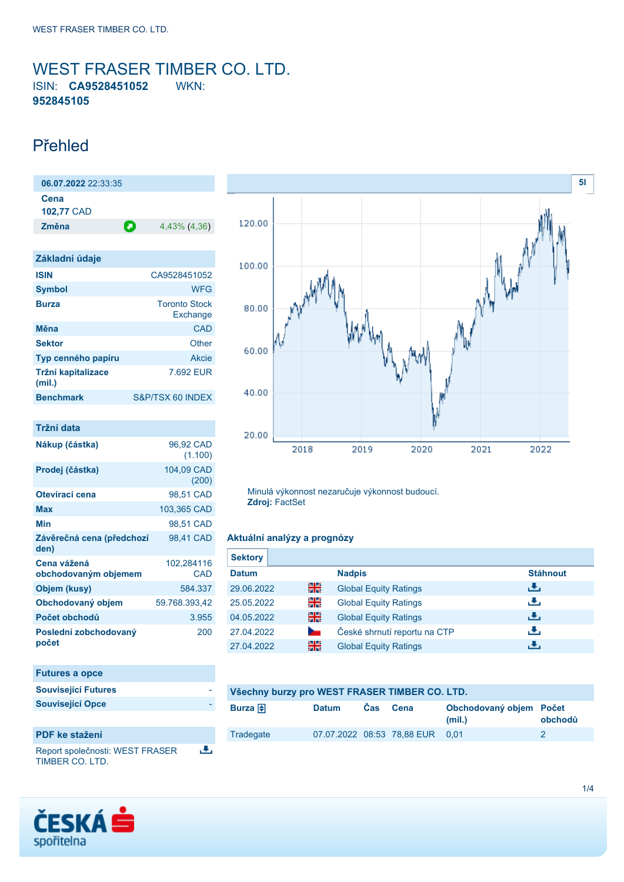# WEST FRASER TIMBER CO. LTD.

ISIN: **CA9528451052** WKN: **952845105**

## Přehled

| **06.07.2022** 22:33:35 | |
|---|---|
| **Cena** | |
| **102,77** CAD | |
| **Změna** | 4,43% (4,36) |

### Základní údaje

| | |
|---|---|
| **ISIN** | CA9528451052 |
| **Symbol** | WFG |
| **Burza** | Toronto Stock Exchange |
| **Měna** | CAD |
| **Sektor** | Other |
| **Typ cenného papíru** | Akcie |
| **Tržní kapitalizace (mil.)** | 7.692 EUR |
| **Benchmark** | S&P/TSX 60 INDEX |

### Tržní data

| | |
|---|---|
| **Nákup (částka)** | 96,92 CAD (1.100) |
| **Prodej (částka)** | 104,09 CAD (200) |
| **Otevírací cena** | 98,51 CAD |
| **Max** | 103,365 CAD |
| **Min** | 98,51 CAD |
| **Závěrečná cena (předchozí den)** | 98,41 CAD |
| **Cena vážená obchodovaným objemem** | 102,284116 CAD |
| **Objem (kusy)** | 584.337 |
| **Obchodovaný objem** | 59.768.393,42 |
| **Počet obchodů** | 3.955 |
| **Poslední zobchodovaný počet** | 200 |

### Futures a opce

| | |
|---|---|
| **Související Futures** | - |
| **Související Opce** | - |

### PDF ke stažení

Report společnosti: WEST FRASER TIMBER CO. LTD.

Minulá výkonnost nezaručuje výkonnost budoucí.
**Zdroj:** FactSet

### Aktuální analýzy a prognózy

**Sektory**

| Datum | | Nadpis | Stáhnout |
|---|---|---|---|
| 29.06.2022 | EN | Global Equity Ratings | |
| 25.05.2022 | EN | Global Equity Ratings | |
| 04.05.2022 | EN | Global Equity Ratings | |
| 27.04.2022 | CZ | České shrnutí reportu na CTP | |
| 27.04.2022 | EN | Global Equity Ratings | |

### Všechny burzy pro WEST FRASER TIMBER CO. LTD.

| Burza | Datum | Čas | Cena | Obchodovaný objem (mil.) | Počet obchodů |
|---|---|---|---|---|---|
| Tradegate | 07.07.2022 | 08:53 | 78,88 EUR | 0,01 | 2 |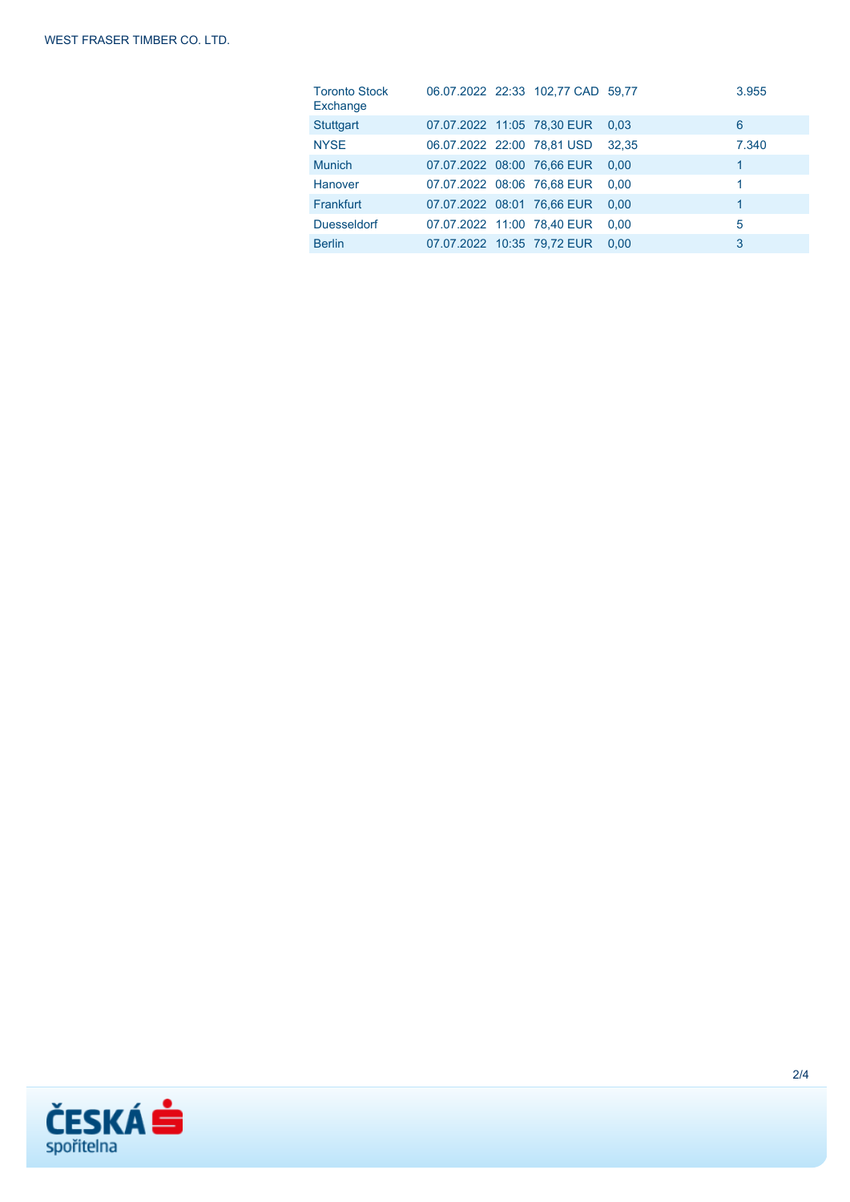| | | | | | |
|---|---|---|---|---|---|
| Toronto Stock Exchange | 06.07.2022 | 22:33 | 102,77 CAD | 59,77 | 3.955 |
| Stuttgart | 07.07.2022 | 11:05 | 78,30 EUR | 0,03 | 6 |
| NYSE | 06.07.2022 | 22:00 | 78,81 USD | 32,35 | 7.340 |
| Munich | 07.07.2022 | 08:00 | 76,66 EUR | 0,00 | 1 |
| Hanover | 07.07.2022 | 08:06 | 76,68 EUR | 0,00 | 1 |
| Frankfurt | 07.07.2022 | 08:01 | 76,66 EUR | 0,00 | 1 |
| Duesseldorf | 07.07.2022 | 11:00 | 78,40 EUR | 0,00 | 5 |
| Berlin | 07.07.2022 | 10:35 | 79,72 EUR | 0,00 | 3 |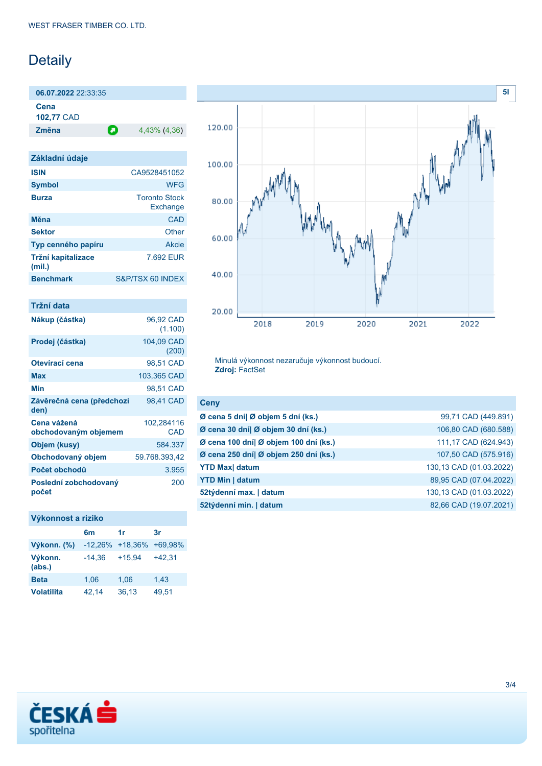# Detaily

**06.07.2022** 22:33:35

| | |
|---|---|
| **Cena** | **102,77** CAD |
| **Změna** | 4,43% (4,36) |

## Základní údaje

| | |
|---|---|
| **ISIN** | CA9528451052 |
| **Symbol** | WFG |
| **Burza** | Toronto Stock Exchange |
| **Měna** | CAD |
| **Sektor** | Other |
| **Typ cenného papíru** | Akcie |
| **Tržní kapitalizace (mil.)** | 7.692 EUR |
| **Benchmark** | S&P/TSX 60 INDEX |

## Tržní data

| | |
|---|---|
| **Nákup (částka)** | 96,92 CAD (1.100) |
| **Prodej (částka)** | 104,09 CAD (200) |
| **Otevírací cena** | 98,51 CAD |
| **Max** | 103,365 CAD |
| **Min** | 98,51 CAD |
| **Závěrečná cena (předchozí den)** | 98,41 CAD |
| **Cena vážená obchodovaným objemem** | 102,284116 CAD |
| **Objem (kusy)** | 584.337 |
| **Obchodovaný objem** | 59.768.393,42 |
| **Počet obchodů** | 3.955 |
| **Poslední zobchodovaný počet** | 200 |

## Výkonnost a riziko

| | 6m | 1r | 3r |
|---|---|---|---|
| **Výkonn. (%)** | -12,26% | +18,36% | +69,98% |
| **Výkonn. (abs.)** | -14,36 | +15,94 | +42,31 |
| **Beta** | 1,06 | 1,06 | 1,43 |
| **Volatilita** | 42,14 | 36,13 | 49,51 |

Minulá výkonnost nezaručuje výkonnost budoucí.
**Zdroj:** FactSet

## Ceny

| | |
|---|---|
| **Ø cena 5 dní\| Ø objem 5 dní (ks.)** | 99,71 CAD (449.891) |
| **Ø cena 30 dní\| Ø objem 30 dní (ks.)** | 106,80 CAD (680.588) |
| **Ø cena 100 dní\| Ø objem 100 dní (ks.)** | 111,17 CAD (624.943) |
| **Ø cena 250 dní\| Ø objem 250 dní (ks.)** | 107,50 CAD (575.916) |
| **YTD Max\| datum** | 130,13 CAD (01.03.2022) |
| **YTD Min \| datum** | 89,95 CAD (07.04.2022) |
| **52týdenní max. \| datum** | 130,13 CAD (01.03.2022) |
| **52týdenní min. \| datum** | 82,66 CAD (19.07.2021) |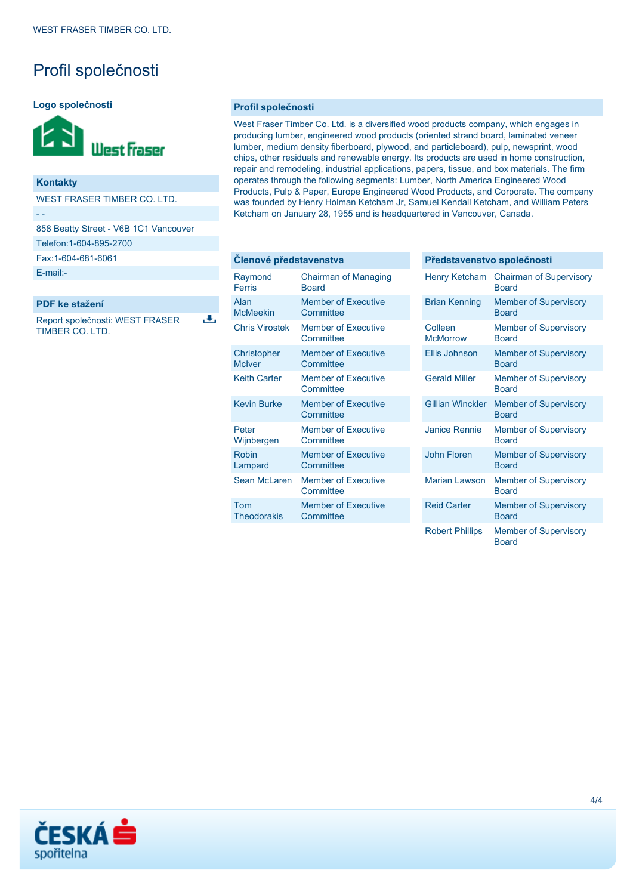# Profil společnosti

### Logo společnosti

### Kontakty

WEST FRASER TIMBER CO. LTD.

- -

858 Beatty Street - V6B 1C1 Vancouver

Telefon:1-604-895-2700

Fax:1-604-681-6061

E-mail:-

### PDF ke stažení

Report společnosti: WEST FRASER TIMBER CO. LTD.

### Profil společnosti

West Fraser Timber Co. Ltd. is a diversified wood products company, which engages in producing lumber, engineered wood products (oriented strand board, laminated veneer lumber, medium density fiberboard, plywood, and particleboard), pulp, newsprint, wood chips, other residuals and renewable energy. Its products are used in home construction, repair and remodeling, industrial applications, papers, tissue, and box materials. The firm operates through the following segments: Lumber, North America Engineered Wood Products, Pulp & Paper, Europe Engineered Wood Products, and Corporate. The company was founded by Henry Holman Ketcham Jr, Samuel Kendall Ketcham, and William Peters Ketcham on January 28, 1955 and is headquartered in Vancouver, Canada.

### Členové představenstva

| | |
|---|---|
| Raymond Ferris | Chairman of Managing Board |
| Alan McMeekin | Member of Executive Committee |
| Chris Virostek | Member of Executive Committee |
| Christopher McIver | Member of Executive Committee |
| Keith Carter | Member of Executive Committee |
| Kevin Burke | Member of Executive Committee |
| Peter Wijnbergen | Member of Executive Committee |
| Robin Lampard | Member of Executive Committee |
| Sean McLaren | Member of Executive Committee |
| Tom Theodorakis | Member of Executive Committee |

### Představenstvo společnosti

| | |
|---|---|
| Henry Ketcham | Chairman of Supervisory Board |
| Brian Kenning | Member of Supervisory Board |
| Colleen McMorrow | Member of Supervisory Board |
| Ellis Johnson | Member of Supervisory Board |
| Gerald Miller | Member of Supervisory Board |
| Gillian Winckler | Member of Supervisory Board |
| Janice Rennie | Member of Supervisory Board |
| John Floren | Member of Supervisory Board |
| Marian Lawson | Member of Supervisory Board |
| Reid Carter | Member of Supervisory Board |
| Robert Phillips | Member of Supervisory Board |